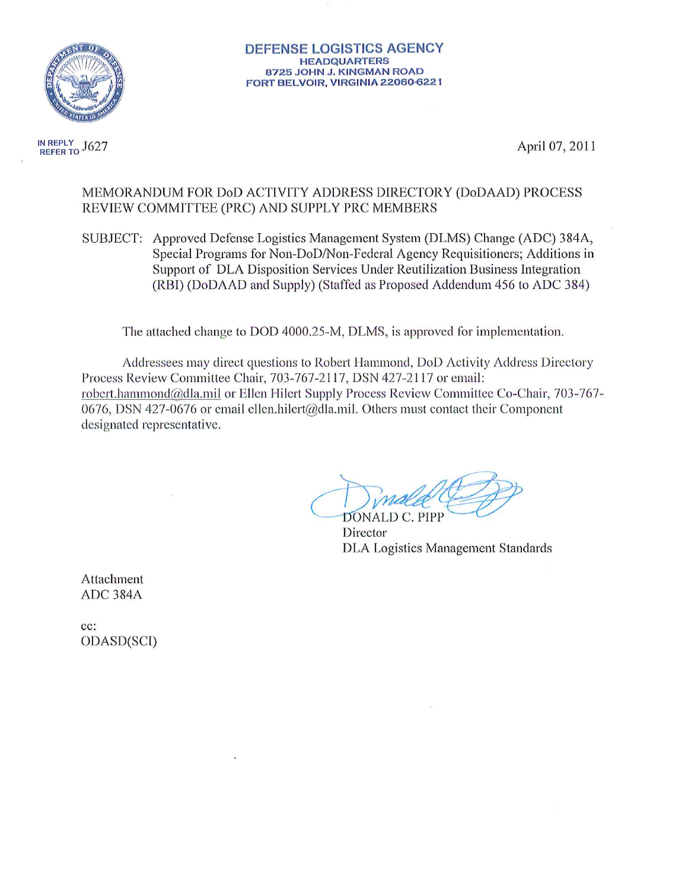**DEFENSE LOGISTICS AGENCY**
**HEADQUARTERS**
**8725 JOHN J. KINGMAN ROAD**
**FORT BELVOIR, VIRGINIA 22060-6221**

IN REPLY REFER TO J627

April 07, 2011

MEMORANDUM FOR DoD ACTIVITY ADDRESS DIRECTORY (DoDAAD) PROCESS REVIEW COMMITTEE (PRC) AND SUPPLY PRC MEMBERS

SUBJECT: Approved Defense Logistics Management System (DLMS) Change (ADC) 384A, Special Programs for Non-DoD/Non-Federal Agency Requisitioners; Additions in Support of DLA Disposition Services Under Reutilization Business Integration (RBI) (DoDAAD and Supply) (Staffed as Proposed Addendum 456 to ADC 384)

The attached change to DOD 4000.25-M, DLMS, is approved for implementation.

Addressees may direct questions to Robert Hammond, DoD Activity Address Directory Process Review Committee Chair, 703-767-2117, DSN 427-2117 or email: robert.hammond@dla.mil or Ellen Hilert Supply Process Review Committee Co-Chair, 703-767-0676, DSN 427-0676 or email ellen.hilert@dla.mil. Others must contact their Component designated representative.

DONALD C. PIPP
Director
DLA Logistics Management Standards

Attachment
ADC 384A

cc:
ODASD(SCI)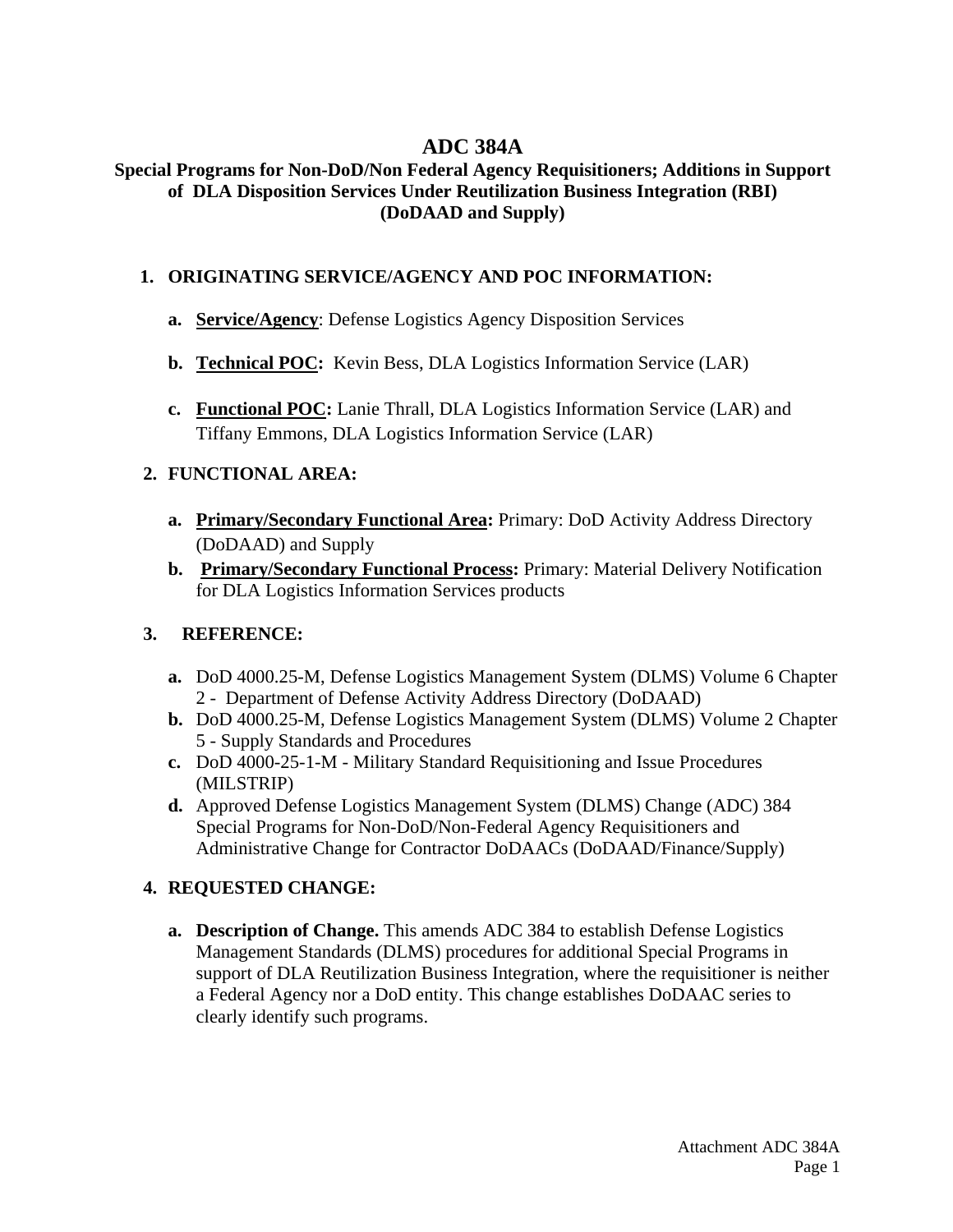# ADC 384A

## Special Programs for Non-DoD/Non Federal Agency Requisitioners; Additions in Support of DLA Disposition Services Under Reutilization Business Integration (RBI) (DoDAAD and Supply)

1. **ORIGINATING SERVICE/AGENCY AND POC INFORMATION:**

   a. **Service/Agency**: Defense Logistics Agency Disposition Services

   b. **Technical POC:** Kevin Bess, DLA Logistics Information Service (LAR)

   c. **Functional POC:** Lanie Thrall, DLA Logistics Information Service (LAR) and Tiffany Emmons, DLA Logistics Information Service (LAR)

2. **FUNCTIONAL AREA:**

   a. **Primary/Secondary Functional Area:** Primary: DoD Activity Address Directory (DoDAAD) and Supply

   b. **Primary/Secondary Functional Process:** Primary: Material Delivery Notification for DLA Logistics Information Services products

3. **REFERENCE:**

   a. DoD 4000.25-M, Defense Logistics Management System (DLMS) Volume 6 Chapter 2 - Department of Defense Activity Address Directory (DoDAAD)

   b. DoD 4000.25-M, Defense Logistics Management System (DLMS) Volume 2 Chapter 5 - Supply Standards and Procedures

   c. DoD 4000-25-1-M - Military Standard Requisitioning and Issue Procedures (MILSTRIP)

   d. Approved Defense Logistics Management System (DLMS) Change (ADC) 384 Special Programs for Non-DoD/Non-Federal Agency Requisitioners and Administrative Change for Contractor DoDAACs (DoDAAD/Finance/Supply)

4. **REQUESTED CHANGE:**

   a. **Description of Change.** This amends ADC 384 to establish Defense Logistics Management Standards (DLMS) procedures for additional Special Programs in support of DLA Reutilization Business Integration, where the requisitioner is neither a Federal Agency nor a DoD entity. This change establishes DoDAAC series to clearly identify such programs.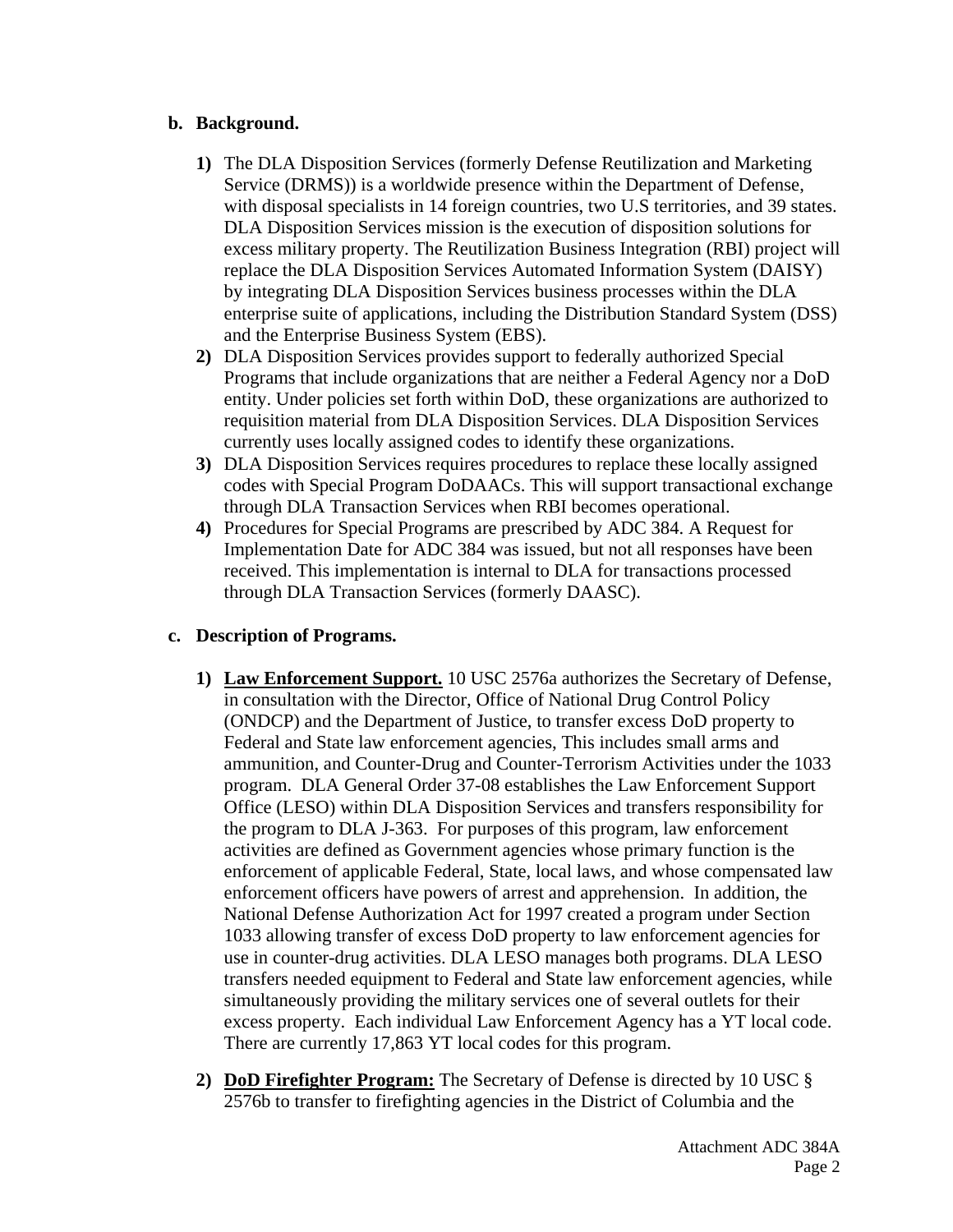**b. Background.**

1) The DLA Disposition Services (formerly Defense Reutilization and Marketing Service (DRMS)) is a worldwide presence within the Department of Defense, with disposal specialists in 14 foreign countries, two U.S territories, and 39 states. DLA Disposition Services mission is the execution of disposition solutions for excess military property. The Reutilization Business Integration (RBI) project will replace the DLA Disposition Services Automated Information System (DAISY) by integrating DLA Disposition Services business processes within the DLA enterprise suite of applications, including the Distribution Standard System (DSS) and the Enterprise Business System (EBS).
2) DLA Disposition Services provides support to federally authorized Special Programs that include organizations that are neither a Federal Agency nor a DoD entity. Under policies set forth within DoD, these organizations are authorized to requisition material from DLA Disposition Services. DLA Disposition Services currently uses locally assigned codes to identify these organizations.
3) DLA Disposition Services requires procedures to replace these locally assigned codes with Special Program DoDAACs. This will support transactional exchange through DLA Transaction Services when RBI becomes operational.
4) Procedures for Special Programs are prescribed by ADC 384. A Request for Implementation Date for ADC 384 was issued, but not all responses have been received. This implementation is internal to DLA for transactions processed through DLA Transaction Services (formerly DAASC).

**c. Description of Programs.**

1) **Law Enforcement Support.** 10 USC 2576a authorizes the Secretary of Defense, in consultation with the Director, Office of National Drug Control Policy (ONDCP) and the Department of Justice, to transfer excess DoD property to Federal and State law enforcement agencies, This includes small arms and ammunition, and Counter-Drug and Counter-Terrorism Activities under the 1033 program. DLA General Order 37-08 establishes the Law Enforcement Support Office (LESO) within DLA Disposition Services and transfers responsibility for the program to DLA J-363. For purposes of this program, law enforcement activities are defined as Government agencies whose primary function is the enforcement of applicable Federal, State, local laws, and whose compensated law enforcement officers have powers of arrest and apprehension. In addition, the National Defense Authorization Act for 1997 created a program under Section 1033 allowing transfer of excess DoD property to law enforcement agencies for use in counter-drug activities. DLA LESO manages both programs. DLA LESO transfers needed equipment to Federal and State law enforcement agencies, while simultaneously providing the military services one of several outlets for their excess property. Each individual Law Enforcement Agency has a YT local code. There are currently 17,863 YT local codes for this program.

2) **DoD Firefighter Program:** The Secretary of Defense is directed by 10 USC § 2576b to transfer to firefighting agencies in the District of Columbia and the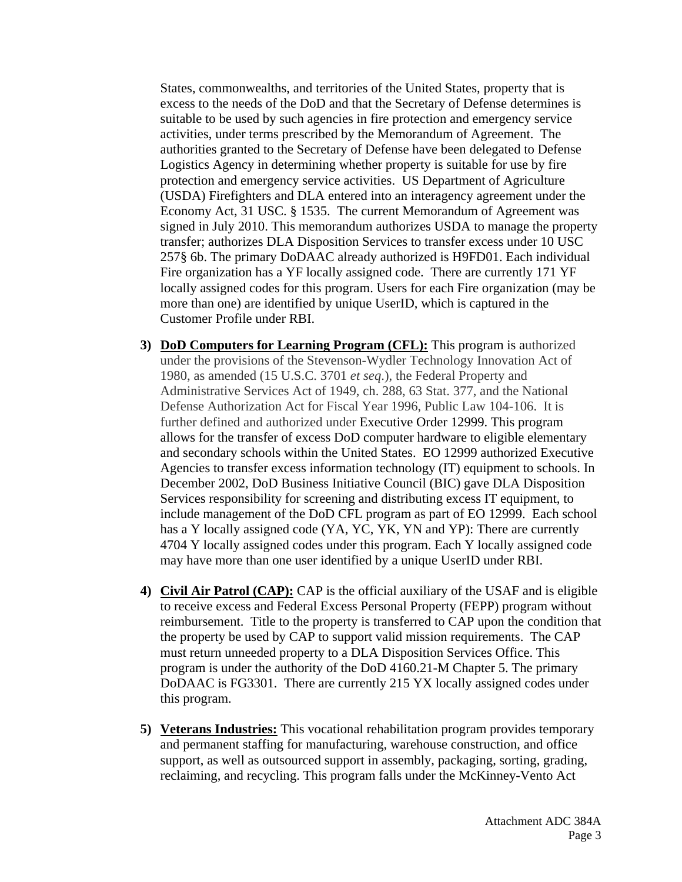States, commonwealths, and territories of the United States, property that is excess to the needs of the DoD and that the Secretary of Defense determines is suitable to be used by such agencies in fire protection and emergency service activities, under terms prescribed by the Memorandum of Agreement. The authorities granted to the Secretary of Defense have been delegated to Defense Logistics Agency in determining whether property is suitable for use by fire protection and emergency service activities. US Department of Agriculture (USDA) Firefighters and DLA entered into an interagency agreement under the Economy Act, 31 USC. § 1535. The current Memorandum of Agreement was signed in July 2010. This memorandum authorizes USDA to manage the property transfer; authorizes DLA Disposition Services to transfer excess under 10 USC 257§ 6b. The primary DoDAAC already authorized is H9FD01. Each individual Fire organization has a YF locally assigned code. There are currently 171 YF locally assigned codes for this program. Users for each Fire organization (may be more than one) are identified by unique UserID, which is captured in the Customer Profile under RBI.

3) **DoD Computers for Learning Program (CFL):** This program is authorized under the provisions of the Stevenson-Wydler Technology Innovation Act of 1980, as amended (15 U.S.C. 3701 *et seq*.), the Federal Property and Administrative Services Act of 1949, ch. 288, 63 Stat. 377, and the National Defense Authorization Act for Fiscal Year 1996, Public Law 104-106. It is further defined and authorized under Executive Order 12999. This program allows for the transfer of excess DoD computer hardware to eligible elementary and secondary schools within the United States. EO 12999 authorized Executive Agencies to transfer excess information technology (IT) equipment to schools. In December 2002, DoD Business Initiative Council (BIC) gave DLA Disposition Services responsibility for screening and distributing excess IT equipment, to include management of the DoD CFL program as part of EO 12999. Each school has a Y locally assigned code (YA, YC, YK, YN and YP): There are currently 4704 Y locally assigned codes under this program. Each Y locally assigned code may have more than one user identified by a unique UserID under RBI.

4) **Civil Air Patrol (CAP):** CAP is the official auxiliary of the USAF and is eligible to receive excess and Federal Excess Personal Property (FEPP) program without reimbursement. Title to the property is transferred to CAP upon the condition that the property be used by CAP to support valid mission requirements. The CAP must return unneeded property to a DLA Disposition Services Office. This program is under the authority of the DoD 4160.21-M Chapter 5. The primary DoDAAC is FG3301. There are currently 215 YX locally assigned codes under this program.

5) **Veterans Industries:** This vocational rehabilitation program provides temporary and permanent staffing for manufacturing, warehouse construction, and office support, as well as outsourced support in assembly, packaging, sorting, grading, reclaiming, and recycling. This program falls under the McKinney-Vento Act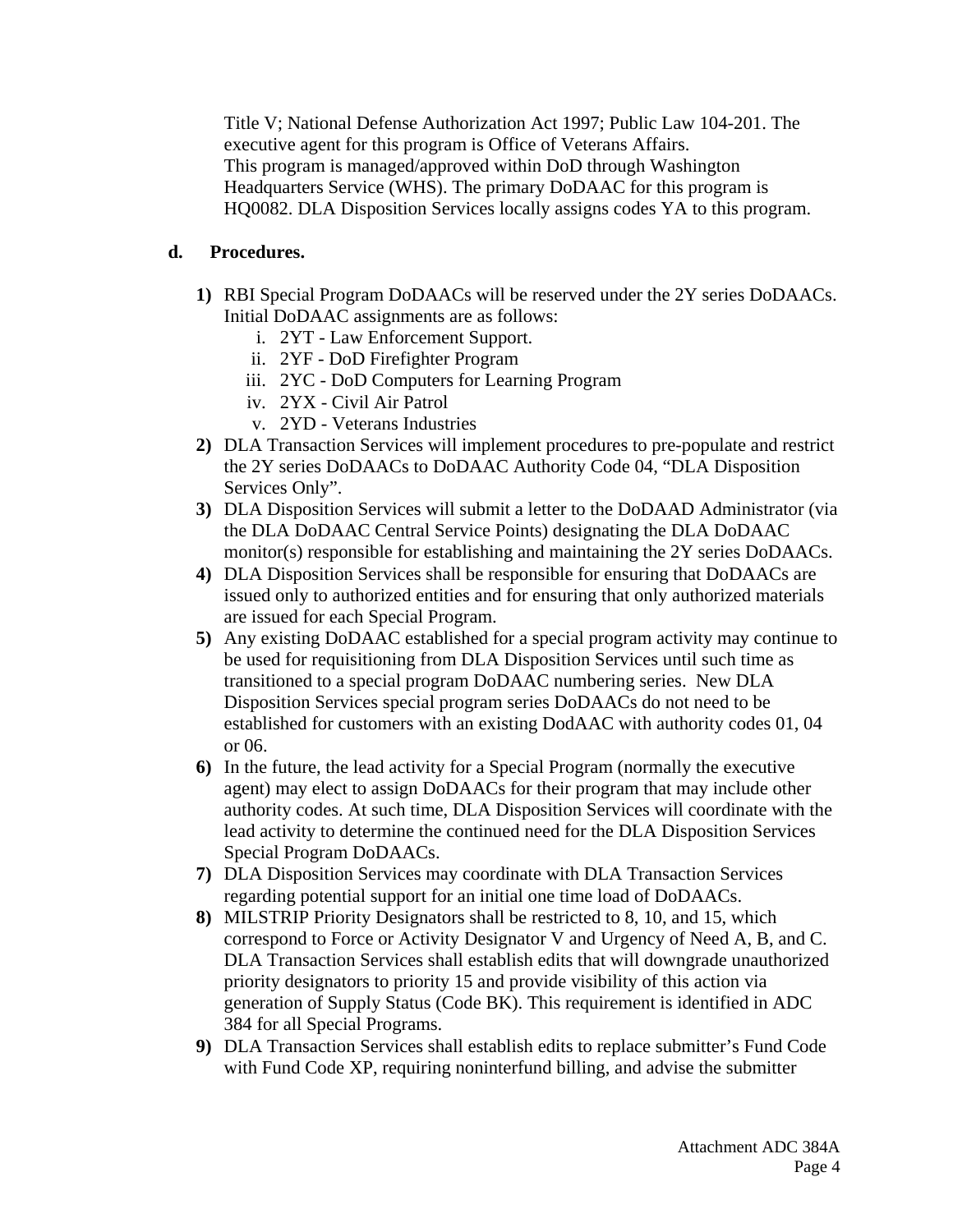Title V; National Defense Authorization Act 1997; Public Law 104-201. The executive agent for this program is Office of Veterans Affairs. This program is managed/approved within DoD through Washington Headquarters Service (WHS). The primary DoDAAC for this program is HQ0082. DLA Disposition Services locally assigns codes YA to this program.

**d. Procedures.**

1) RBI Special Program DoDAACs will be reserved under the 2Y series DoDAACs. Initial DoDAAC assignments are as follows:
   i. 2YT - Law Enforcement Support.
   ii. 2YF - DoD Firefighter Program
   iii. 2YC - DoD Computers for Learning Program
   iv. 2YX - Civil Air Patrol
   v. 2YD - Veterans Industries
2) DLA Transaction Services will implement procedures to pre-populate and restrict the 2Y series DoDAACs to DoDAAC Authority Code 04, "DLA Disposition Services Only".
3) DLA Disposition Services will submit a letter to the DoDAAD Administrator (via the DLA DoDAAC Central Service Points) designating the DLA DoDAAC monitor(s) responsible for establishing and maintaining the 2Y series DoDAACs.
4) DLA Disposition Services shall be responsible for ensuring that DoDAACs are issued only to authorized entities and for ensuring that only authorized materials are issued for each Special Program.
5) Any existing DoDAAC established for a special program activity may continue to be used for requisitioning from DLA Disposition Services until such time as transitioned to a special program DoDAAC numbering series. New DLA Disposition Services special program series DoDAACs do not need to be established for customers with an existing DodAAC with authority codes 01, 04 or 06.
6) In the future, the lead activity for a Special Program (normally the executive agent) may elect to assign DoDAACs for their program that may include other authority codes. At such time, DLA Disposition Services will coordinate with the lead activity to determine the continued need for the DLA Disposition Services Special Program DoDAACs.
7) DLA Disposition Services may coordinate with DLA Transaction Services regarding potential support for an initial one time load of DoDAACs.
8) MILSTRIP Priority Designators shall be restricted to 8, 10, and 15, which correspond to Force or Activity Designator V and Urgency of Need A, B, and C. DLA Transaction Services shall establish edits that will downgrade unauthorized priority designators to priority 15 and provide visibility of this action via generation of Supply Status (Code BK). This requirement is identified in ADC 384 for all Special Programs.
9) DLA Transaction Services shall establish edits to replace submitter's Fund Code with Fund Code XP, requiring noninterfund billing, and advise the submitter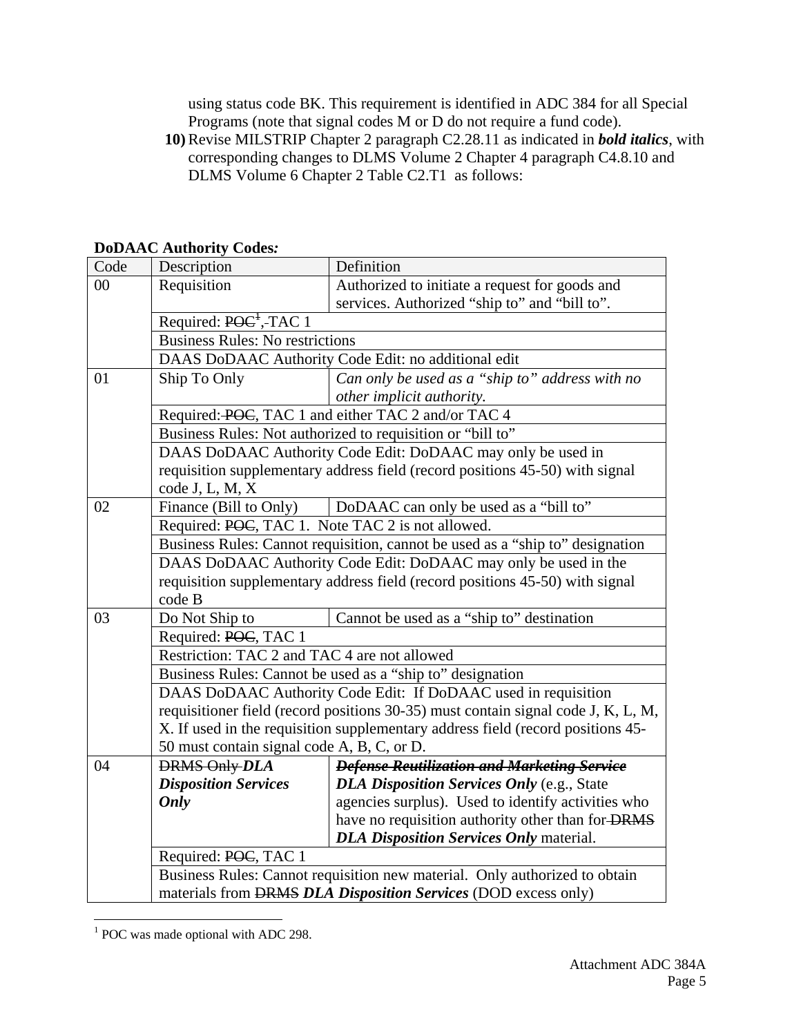using status code BK. This requirement is identified in ADC 384 for all Special Programs (note that signal codes M or D do not require a fund code).

**10)** Revise MILSTRIP Chapter 2 paragraph C2.28.11 as indicated in ***bold italics***, with corresponding changes to DLMS Volume 2 Chapter 4 paragraph C4.8.10 and DLMS Volume 6 Chapter 2 Table C2.T1 as follows:

**DoDAAC Authority Codes*:***

| Code | Description | Definition |
|---|---|---|
| 00 | Requisition | Authorized to initiate a request for goods and services. Authorized "ship to" and "bill to". |
| | Required: ~~POC[1],~~ TAC 1 | |
| | Business Rules: No restrictions | |
| | DAAS DoDAAC Authority Code Edit: no additional edit | |
| 01 | Ship To Only | *Can only be used as a "ship to" address with no other implicit authority.* |
| | Required: ~~POC,~~ TAC 1 and either TAC 2 and/or TAC 4 | |
| | Business Rules: Not authorized to requisition or "bill to" | |
| | DAAS DoDAAC Authority Code Edit: DoDAAC may only be used in requisition supplementary address field (record positions 45-50) with signal code J, L, M, X | |
| 02 | Finance (Bill to Only) | DoDAAC can only be used as a "bill to" |
| | Required: ~~POC,~~ TAC 1. Note TAC 2 is not allowed. | |
| | Business Rules: Cannot requisition, cannot be used as a "ship to" designation | |
| | DAAS DoDAAC Authority Code Edit: DoDAAC may only be used in the requisition supplementary address field (record positions 45-50) with signal code B | |
| 03 | Do Not Ship to | Cannot be used as a "ship to" destination |
| | Required: ~~POC,~~ TAC 1 | |
| | Restriction: TAC 2 and TAC 4 are not allowed | |
| | Business Rules: Cannot be used as a "ship to" designation | |
| | DAAS DoDAAC Authority Code Edit: If DoDAAC used in requisition requisitioner field (record positions 30-35) must contain signal code J, K, L, M, X. If used in the requisition supplementary address field (record positions 45-50 must contain signal code A, B, C, or D. | |
| 04 | ~~DRMS Only~~ ***DLA Disposition Services Only*** | ~~***Defense Reutilization and Marketing Service***~~ ***DLA Disposition Services Only*** (e.g., State agencies surplus). Used to identify activities who have no requisition authority other than for ~~DRMS~~ ***DLA Disposition Services Only*** material. |
| | Required: ~~POC,~~ TAC 1 | |
| | Business Rules: Cannot requisition new material. Only authorized to obtain materials from ~~DRMS~~ ***DLA Disposition Services*** (DOD excess only) | |

[1] POC was made optional with ADC 298.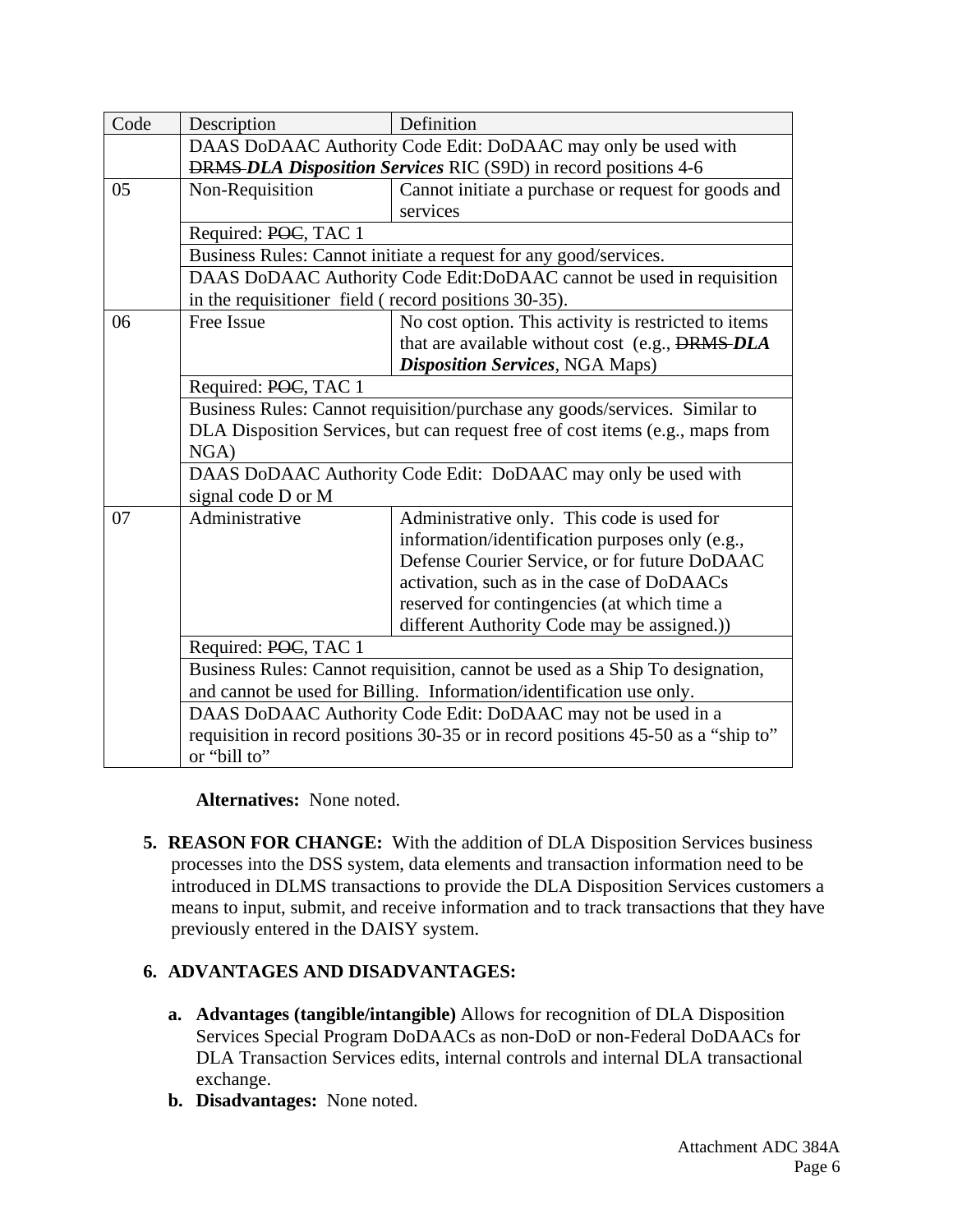| Code | Description | Definition |
|---|---|---|
| | DAAS DoDAAC Authority Code Edit: DoDAAC may only be used with ~~DRMS~~ ***DLA Disposition Services*** RIC (S9D) in record positions 4-6 | |
| 05 | Non-Requisition | Cannot initiate a purchase or request for goods and services |
| | Required: ~~POC~~, TAC 1 | |
| | Business Rules: Cannot initiate a request for any good/services. | |
| | DAAS DoDAAC Authority Code Edit:DoDAAC cannot be used in requisition in the requisitioner field ( record positions 30-35). | |
| 06 | Free Issue | No cost option. This activity is restricted to items that are available without cost (e.g., ~~DRMS~~ ***DLA Disposition Services***, NGA Maps) |
| | Required: ~~POC~~, TAC 1 | |
| | Business Rules: Cannot requisition/purchase any goods/services. Similar to DLA Disposition Services, but can request free of cost items (e.g., maps from NGA) | |
| | DAAS DoDAAC Authority Code Edit: DoDAAC may only be used with signal code D or M | |
| 07 | Administrative | Administrative only. This code is used for information/identification purposes only (e.g., Defense Courier Service, or for future DoDAAC activation, such as in the case of DoDAACs reserved for contingencies (at which time a different Authority Code may be assigned.)) |
| | Required: ~~POC~~, TAC 1 | |
| | Business Rules: Cannot requisition, cannot be used as a Ship To designation, and cannot be used for Billing. Information/identification use only. | |
| | DAAS DoDAAC Authority Code Edit: DoDAAC may not be used in a requisition in record positions 30-35 or in record positions 45-50 as a "ship to" or "bill to" | |

**Alternatives:** None noted.

5. **REASON FOR CHANGE:** With the addition of DLA Disposition Services business processes into the DSS system, data elements and transaction information need to be introduced in DLMS transactions to provide the DLA Disposition Services customers a means to input, submit, and receive information and to track transactions that they have previously entered in the DAISY system.

6. **ADVANTAGES AND DISADVANTAGES:**

   a. **Advantages (tangible/intangible)** Allows for recognition of DLA Disposition Services Special Program DoDAACs as non-DoD or non-Federal DoDAACs for DLA Transaction Services edits, internal controls and internal DLA transactional exchange.

   b. **Disadvantages:** None noted.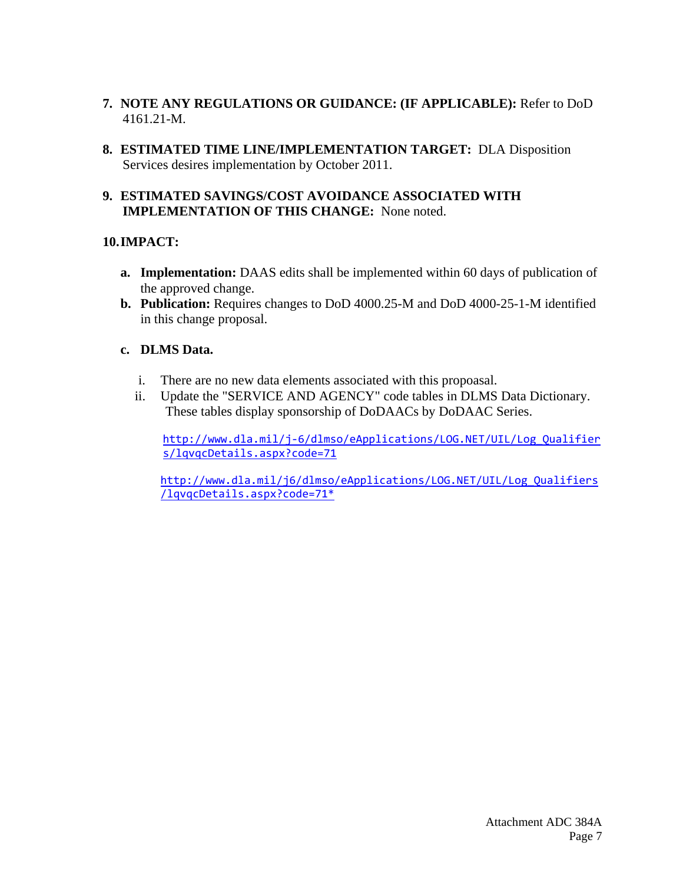**7. NOTE ANY REGULATIONS OR GUIDANCE: (IF APPLICABLE):** Refer to DoD 4161.21-M.

**8. ESTIMATED TIME LINE/IMPLEMENTATION TARGET:** DLA Disposition Services desires implementation by October 2011.

**9. ESTIMATED SAVINGS/COST AVOIDANCE ASSOCIATED WITH IMPLEMENTATION OF THIS CHANGE:** None noted.

**10. IMPACT:**

**a. Implementation:** DAAS edits shall be implemented within 60 days of publication of the approved change.

**b. Publication:** Requires changes to DoD 4000.25-M and DoD 4000-25-1-M identified in this change proposal.

**c. DLMS Data.**

i. There are no new data elements associated with this propoasal.

ii. Update the "SERVICE AND AGENCY" code tables in DLMS Data Dictionary. These tables display sponsorship of DoDAACs by DoDAAC Series.

http://www.dla.mil/j-6/dlmso/eApplications/LOG.NET/UIL/Log_Qualifiers/lqvqcDetails.aspx?code=71

http://www.dla.mil/j6/dlmso/eApplications/LOG.NET/UIL/Log_Qualifiers/lqvqcDetails.aspx?code=71*